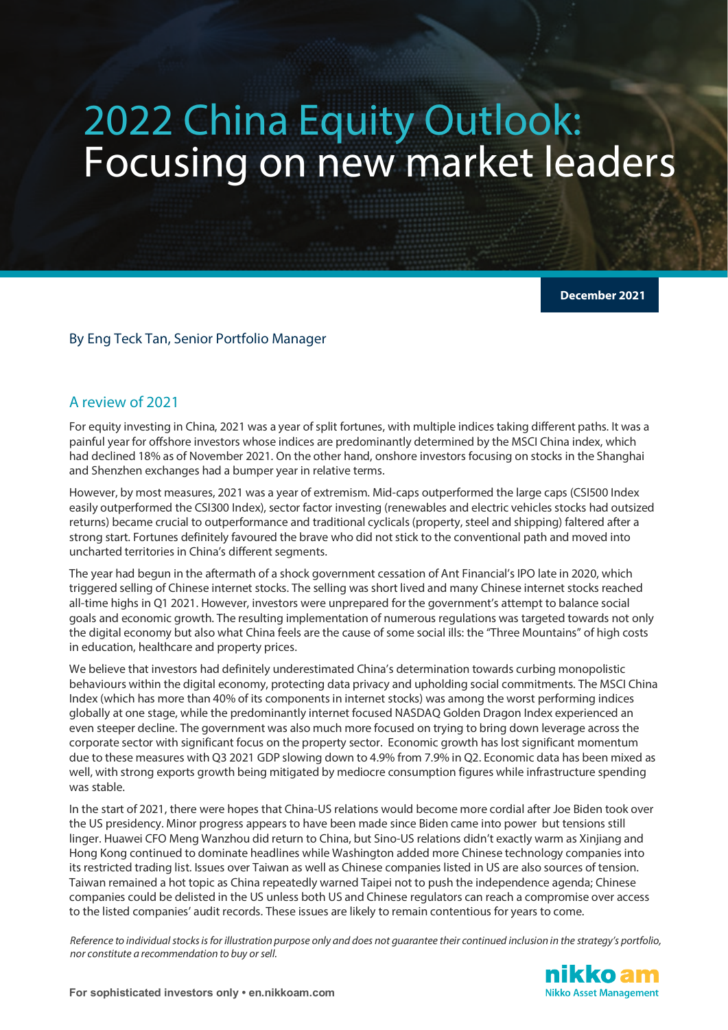# 2022 China Equity Outlook: Focusing on new market leaders

**December 2021**

By Eng Teck Tan, Senior Portfolio Manager

## A review of 2021

For equity investing in China, 2021 was a year of split fortunes, with multiple indices taking different paths. It was a painful year for offshore investors whose indices are predominantly determined by the MSCI China index, which had declined 18% as of November 2021. On the other hand, onshore investors focusing on stocks in the Shanghai and Shenzhen exchanges had a bumper year in relative terms.

However, by most measures, 2021 was a year of extremism. Mid-caps outperformed the large caps (CSI500 Index easily outperformed the CSI300 Index), sector factor investing (renewables and electric vehicles stocks had outsized returns) became crucial to outperformance and traditional cyclicals (property, steel and shipping) faltered after a strong start. Fortunes definitely favoured the brave who did not stick to the conventional path and moved into uncharted territories in China's different segments.

The year had begun in the aftermath of a shock government cessation of Ant Financial's IPO late in 2020, which triggered selling of Chinese internet stocks. The selling was short lived and many Chinese internet stocks reached all-time highs in Q1 2021. However, investors were unprepared for the government's attempt to balance social goals and economic growth. The resulting implementation of numerous regulations was targeted towards not only the digital economy but also what China feels are the cause of some social ills: the "Three Mountains" of high costs in education, healthcare and property prices.

We believe that investors had definitely underestimated China's determination towards curbing monopolistic behaviours within the digital economy, protecting data privacy and upholding social commitments. The MSCI China Index (which has more than 40% of its components in internet stocks) was among the worst performing indices globally at one stage, while the predominantly internet focused NASDAQ Golden Dragon Index experienced an even steeper decline. The government was also much more focused on trying to bring down leverage across the corporate sector with significant focus on the property sector. Economic growth has lost significant momentum due to these measures with Q3 2021 GDP slowing down to 4.9% from 7.9% in Q2. Economic data has been mixed as well, with strong exports growth being mitigated by mediocre consumption figures while infrastructure spending was stable.

In the start of 2021, there were hopes that China-US relations would become more cordial after Joe Biden took over the US presidency. Minor progress appears to have been made since Biden came into power but tensions still linger. Huawei CFO Meng Wanzhou did return to China, but Sino-US relations didn't exactly warm as Xinjiang and Hong Kong continued to dominate headlines while Washington added more Chinese technology companies into its restricted trading list. Issues over Taiwan as well as Chinese companies listed in US are also sources of tension. Taiwan remained a hot topic as China repeatedly warned Taipei not to push the independence agenda; Chinese companies could be delisted in the US unless both US and Chinese regulators can reach a compromise over access to the listed companies' audit records. These issues are likely to remain contentious for years to come.

*Reference to individual stocks is for illustration purpose only and does not guarantee their continued inclusion in the strategy's portfolio, nor constitute a recommendation to buy or sell.*

For sophisticated investors only • en.nikkoam.com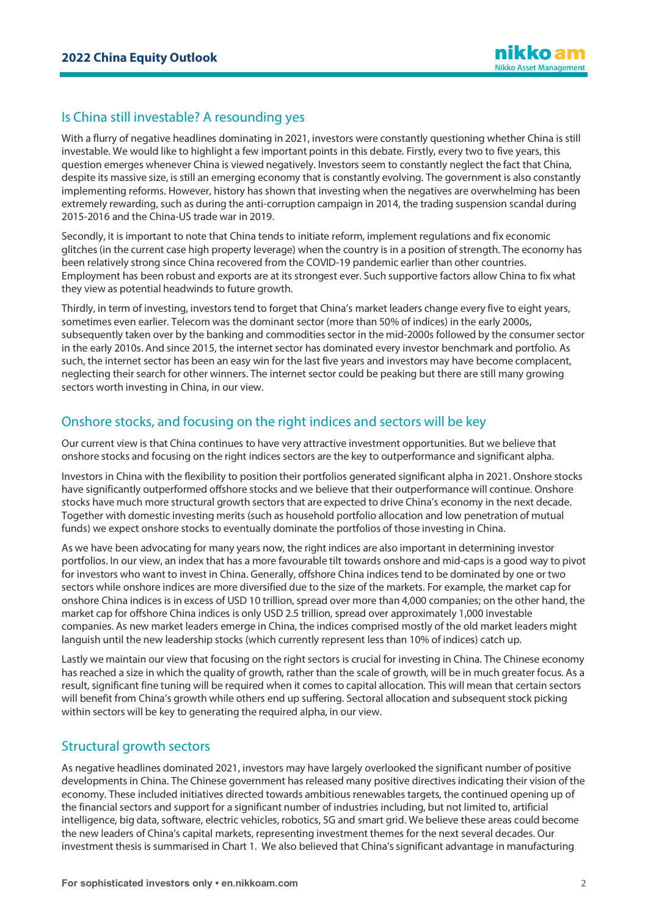## Is China still investable? A resounding yes

With a flurry of negative headlines dominating in 2021, investors were constantly questioning whether China is still investable. We would like to highlight a few important points in this debate. Firstly, every two to five years, this question emerges whenever China is viewed negatively. Investors seem to constantly neglect the fact that China, despite its massive size, is still an emerging economy that is constantly evolving. The government is also constantly implementing reforms. However, history has shown that investing when the negatives are overwhelming has been extremely rewarding, such as during the anti-corruption campaign in 2014, the trading suspension scandal during 2015-2016 and the China-US trade war in 2019.

Secondly, it is important to note that China tends to initiate reform, implement regulations and fix economic glitches (in the current case high property leverage) when the country is in a position of strength. The economy has been relatively strong since China recovered from the COVID-19 pandemic earlier than other countries. Employment has been robust and exports are at its strongest ever. Such supportive factors allow China to fix what they view as potential headwinds to future growth.

Thirdly, in term of investing, investors tend to forget that China's market leaders change every five to eight years, sometimes even earlier. Telecom was the dominant sector (more than 50% of indices) in the early 2000s, subsequently taken over by the banking and commodities sector in the mid-2000s followed by the consumer sector in the early 2010s. And since 2015, the internet sector has dominated every investor benchmark and portfolio. As such, the internet sector has been an easy win for the last five years and investors may have become complacent, neglecting their search for other winners. The internet sector could be peaking but there are still many growing sectors worth investing in China, in our view.

## Onshore stocks, and focusing on the right indices and sectors will be key

Our current view is that China continues to have very attractive investment opportunities. But we believe that onshore stocks and focusing on the right indices sectors are the key to outperformance and significant alpha.

Investors in China with the flexibility to position their portfolios generated significant alpha in 2021. Onshore stocks have significantly outperformed offshore stocks and we believe that their outperformance will continue. Onshore stocks have much more structural growth sectors that are expected to drive China's economy in the next decade. Together with domestic investing merits (such as household portfolio allocation and low penetration of mutual funds) we expect onshore stocks to eventually dominate the portfolios of those investing in China.

As we have been advocating for many years now, the right indices are also important in determining investor portfolios. In our view, an index that has a more favourable tilt towards onshore and mid-caps is a good way to pivot for investors who want to invest in China. Generally, offshore China indices tend to be dominated by one or two sectors while onshore indices are more diversified due to the size of the markets. For example, the market cap for onshore China indices is in excess of USD 10 trillion, spread over more than 4,000 companies; on the other hand, the market cap for offshore China indices is only USD 2.5 trillion, spread over approximately 1,000 investable companies. As new market leaders emerge in China, the indices comprised mostly of the old market leaders might languish until the new leadership stocks (which currently represent less than 10% of indices) catch up.

Lastly we maintain our view that focusing on the right sectors is crucial for investing in China. The Chinese economy has reached a size in which the quality of growth, rather than the scale of growth, will be in much greater focus. As a result, significant fine tuning will be required when it comes to capital allocation. This will mean that certain sectors will benefit from China's growth while others end up suffering. Sectoral allocation and subsequent stock picking within sectors will be key to generating the required alpha, in our view.

## Structural growth sectors

As negative headlines dominated 2021, investors may have largely overlooked the significant number of positive developments in China. The Chinese government has released many positive directives indicating their vision of the economy. These included initiatives directed towards ambitious renewables targets, the continued opening up of the financial sectors and support for a significant number of industries including, but not limited to, artificial intelligence, big data, software, electric vehicles, robotics, 5G and smart grid. We believe these areas could become the new leaders of China's capital markets, representing investment themes for the next several decades. Our investment thesis is summarised in Chart 1. We also believed that China's significant advantage in manufacturing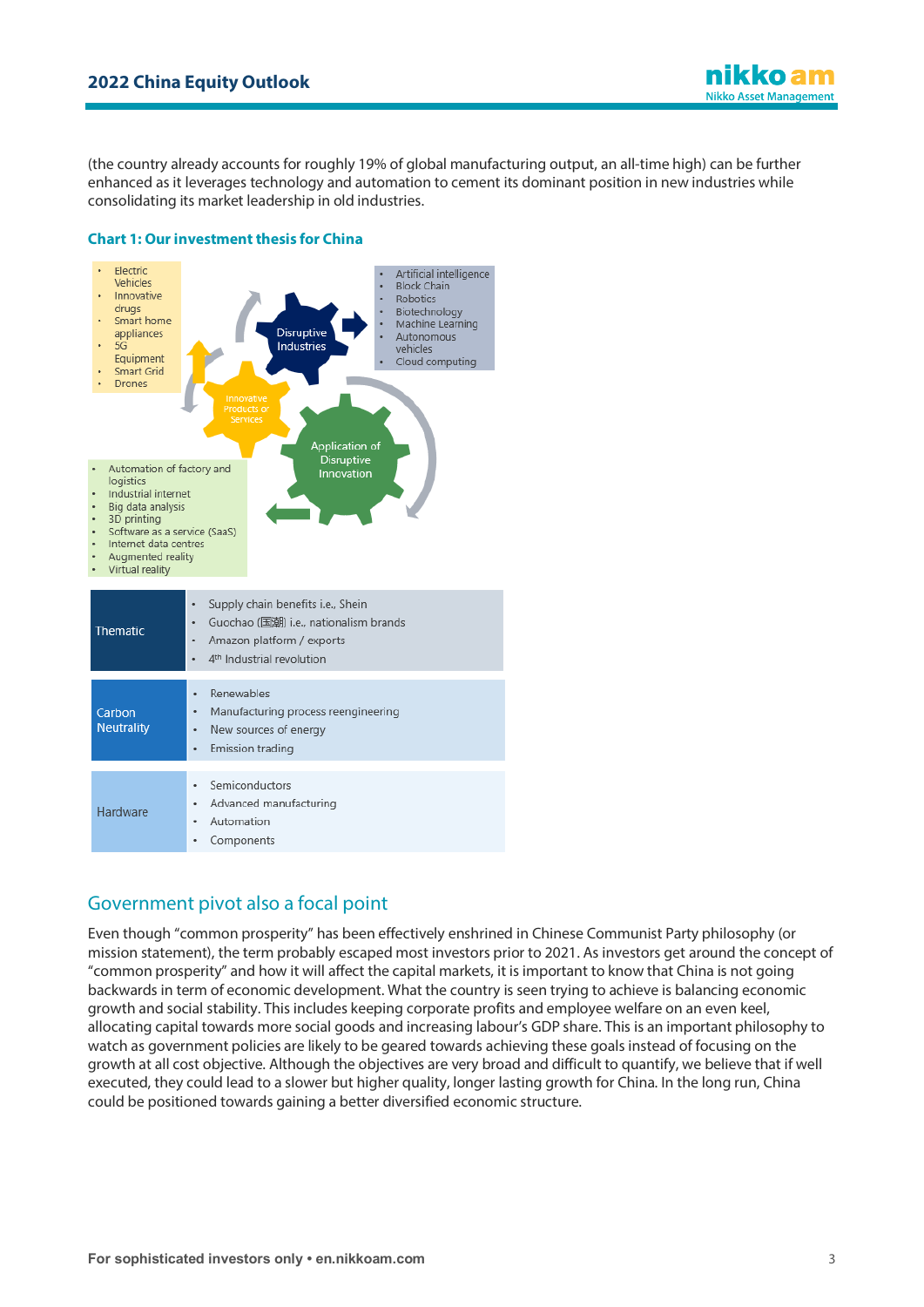(the country already accounts for roughly 19% of global manufacturing output, an all-time high) can be further enhanced as it leverages technology and automation to cement its dominant position in new industries while consolidating its market leadership in old industries.

### Chart 1: Our investment thesis for China

- Electric Vehicles
- Innovative drugs
- Smart home appliances
- 5G Equipment
- Smart Grid
- Drones

Disruptive Industries

- Artificial intelligence
- Block Chain
- Robotics
- Biotechnology
- Machine Learning
- Autonomous vehicles
- Cloud computing

Innovative Products or Services

Application of Disruptive Innovation

- Automation of factory and logistics
- Industrial internet
- Big data analysis
- 3D printing
- Software as a service (SaaS)
- Internet data centres
- Augmented reality
- Virtual reality

| | |
|---|---|
| Thematic | • Supply chain benefits i.e., Shein<br>• Gucchao (国潮) i.e., nationalism brands<br>• Amazon platform / exports<br>• 4th Industrial revolution |
| Carbon Neutrality | • Renewables<br>• Manufacturing process reengineering<br>• New sources of energy<br>• Emission trading |
| Hardware | • Semiconductors<br>• Advanced manufacturing<br>• Automation<br>• Components |

## Government pivot also a focal point

Even though "common prosperity" has been effectively enshrined in Chinese Communist Party philosophy (or mission statement), the term probably escaped most investors prior to 2021. As investors get around the concept of "common prosperity" and how it will affect the capital markets, it is important to know that China is not going backwards in term of economic development. What the country is seen trying to achieve is balancing economic growth and social stability. This includes keeping corporate profits and employee welfare on an even keel, allocating capital towards more social goods and increasing labour's GDP share. This is an important philosophy to watch as government policies are likely to be geared towards achieving these goals instead of focusing on the growth at all cost objective. Although the objectives are very broad and difficult to quantify, we believe that if well executed, they could lead to a slower but higher quality, longer lasting growth for China. In the long run, China could be positioned towards gaining a better diversified economic structure.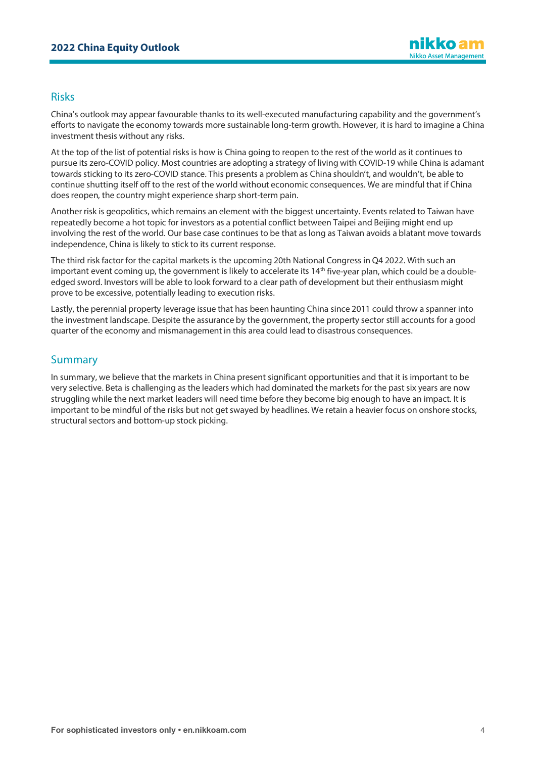## Risks

China's outlook may appear favourable thanks to its well-executed manufacturing capability and the government's efforts to navigate the economy towards more sustainable long-term growth. However, it is hard to imagine a China investment thesis without any risks.

At the top of the list of potential risks is how is China going to reopen to the rest of the world as it continues to pursue its zero-COVID policy. Most countries are adopting a strategy of living with COVID-19 while China is adamant towards sticking to its zero-COVID stance. This presents a problem as China shouldn't, and wouldn't, be able to continue shutting itself off to the rest of the world without economic consequences. We are mindful that if China does reopen, the country might experience sharp short-term pain.

Another risk is geopolitics, which remains an element with the biggest uncertainty. Events related to Taiwan have repeatedly become a hot topic for investors as a potential conflict between Taipei and Beijing might end up involving the rest of the world. Our base case continues to be that as long as Taiwan avoids a blatant move towards independence, China is likely to stick to its current response.

The third risk factor for the capital markets is the upcoming 20th National Congress in Q4 2022. With such an important event coming up, the government is likely to accelerate its 14th five-year plan, which could be a double-edged sword. Investors will be able to look forward to a clear path of development but their enthusiasm might prove to be excessive, potentially leading to execution risks.

Lastly, the perennial property leverage issue that has been haunting China since 2011 could throw a spanner into the investment landscape. Despite the assurance by the government, the property sector still accounts for a good quarter of the economy and mismanagement in this area could lead to disastrous consequences.

## Summary

In summary, we believe that the markets in China present significant opportunities and that it is important to be very selective. Beta is challenging as the leaders which had dominated the markets for the past six years are now struggling while the next market leaders will need time before they become big enough to have an impact. It is important to be mindful of the risks but not get swayed by headlines. We retain a heavier focus on onshore stocks, structural sectors and bottom-up stock picking.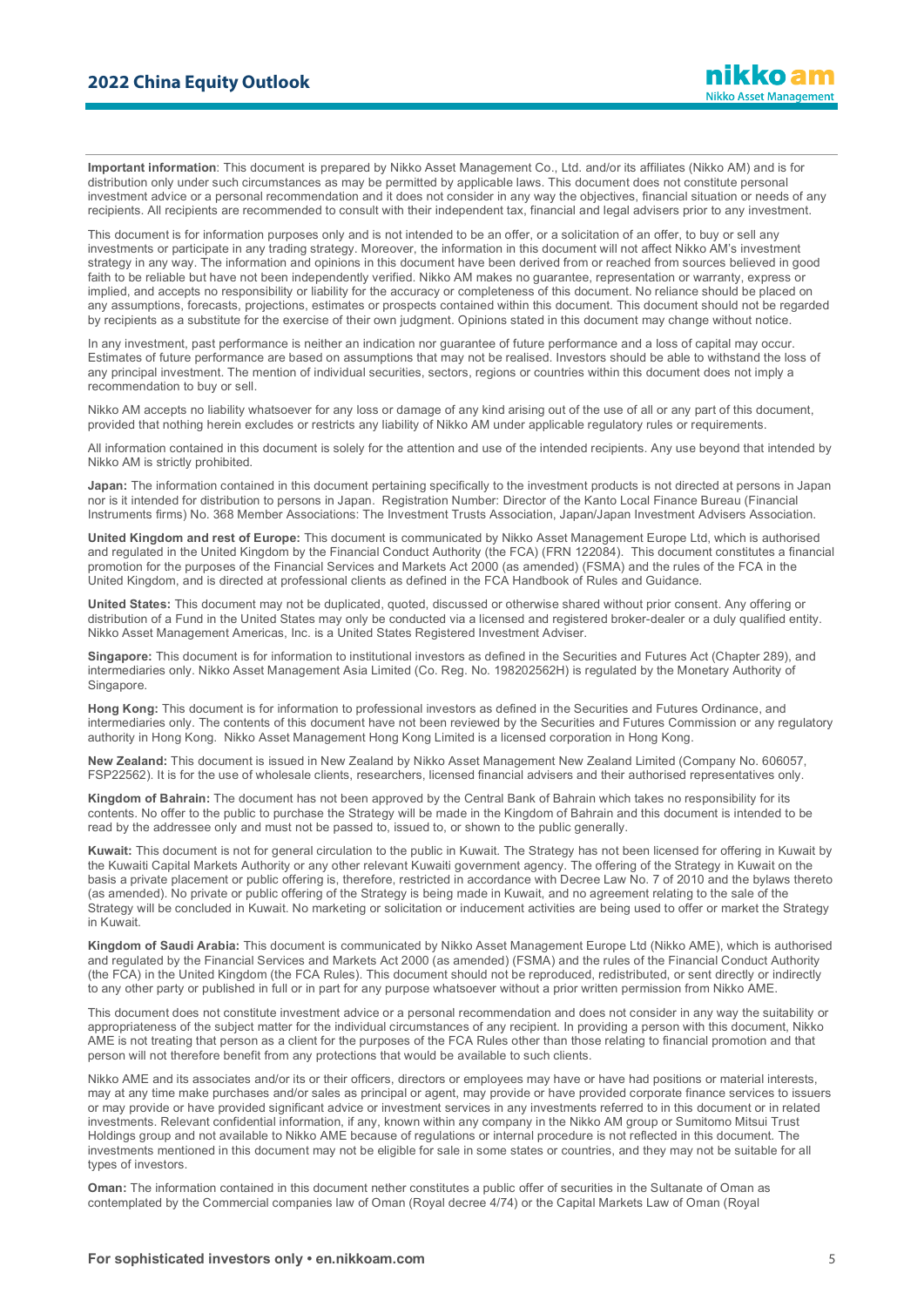**Important information**: This document is prepared by Nikko Asset Management Co., Ltd. and/or its affiliates (Nikko AM) and is for distribution only under such circumstances as may be permitted by applicable laws. This document does not constitute personal investment advice or a personal recommendation and it does not consider in any way the objectives, financial situation or needs of any recipients. All recipients are recommended to consult with their independent tax, financial and legal advisers prior to any investment.

This document is for information purposes only and is not intended to be an offer, or a solicitation of an offer, to buy or sell any investments or participate in any trading strategy. Moreover, the information in this document will not affect Nikko AM's investment strategy in any way. The information and opinions in this document have been derived from or reached from sources believed in good faith to be reliable but have not been independently verified. Nikko AM makes no guarantee, representation or warranty, express or implied, and accepts no responsibility or liability for the accuracy or completeness of this document. No reliance should be placed on any assumptions, forecasts, projections, estimates or prospects contained within this document. This document should not be regarded by recipients as a substitute for the exercise of their own judgment. Opinions stated in this document may change without notice.

In any investment, past performance is neither an indication nor guarantee of future performance and a loss of capital may occur. Estimates of future performance are based on assumptions that may not be realised. Investors should be able to withstand the loss of any principal investment. The mention of individual securities, sectors, regions or countries within this document does not imply a recommendation to buy or sell.

Nikko AM accepts no liability whatsoever for any loss or damage of any kind arising out of the use of all or any part of this document, provided that nothing herein excludes or restricts any liability of Nikko AM under applicable regulatory rules or requirements.

All information contained in this document is solely for the attention and use of the intended recipients. Any use beyond that intended by Nikko AM is strictly prohibited.

**Japan:** The information contained in this document pertaining specifically to the investment products is not directed at persons in Japan nor is it intended for distribution to persons in Japan. Registration Number: Director of the Kanto Local Finance Bureau (Financial Instruments firms) No. 368 Member Associations: The Investment Trusts Association, Japan/Japan Investment Advisers Association.

**United Kingdom and rest of Europe:** This document is communicated by Nikko Asset Management Europe Ltd, which is authorised and regulated in the United Kingdom by the Financial Conduct Authority (the FCA) (FRN 122084). This document constitutes a financial promotion for the purposes of the Financial Services and Markets Act 2000 (as amended) (FSMA) and the rules of the FCA in the United Kingdom, and is directed at professional clients as defined in the FCA Handbook of Rules and Guidance.

**United States:** This document may not be duplicated, quoted, discussed or otherwise shared without prior consent. Any offering or distribution of a Fund in the United States may only be conducted via a licensed and registered broker-dealer or a duly qualified entity. Nikko Asset Management Americas, Inc. is a United States Registered Investment Adviser.

**Singapore:** This document is for information to institutional investors as defined in the Securities and Futures Act (Chapter 289), and intermediaries only. Nikko Asset Management Asia Limited (Co. Reg. No. 198202562H) is regulated by the Monetary Authority of Singapore.

**Hong Kong:** This document is for information to professional investors as defined in the Securities and Futures Ordinance, and intermediaries only. The contents of this document have not been reviewed by the Securities and Futures Commission or any regulatory authority in Hong Kong. Nikko Asset Management Hong Kong Limited is a licensed corporation in Hong Kong.

**New Zealand:** This document is issued in New Zealand by Nikko Asset Management New Zealand Limited (Company No. 606057, FSP22562). It is for the use of wholesale clients, researchers, licensed financial advisers and their authorised representatives only.

**Kingdom of Bahrain:** The document has not been approved by the Central Bank of Bahrain which takes no responsibility for its contents. No offer to the public to purchase the Strategy will be made in the Kingdom of Bahrain and this document is intended to be read by the addressee only and must not be passed to, issued to, or shown to the public generally.

**Kuwait:** This document is not for general circulation to the public in Kuwait. The Strategy has not been licensed for offering in Kuwait by the Kuwaiti Capital Markets Authority or any other relevant Kuwaiti government agency. The offering of the Strategy in Kuwait on the basis a private placement or public offering is, therefore, restricted in accordance with Decree Law No. 7 of 2010 and the bylaws thereto (as amended). No private or public offering of the Strategy is being made in Kuwait, and no agreement relating to the sale of the Strategy will be concluded in Kuwait. No marketing or solicitation or inducement activities are being used to offer or market the Strategy in Kuwait.

**Kingdom of Saudi Arabia:** This document is communicated by Nikko Asset Management Europe Ltd (Nikko AME), which is authorised and regulated by the Financial Services and Markets Act 2000 (as amended) (FSMA) and the rules of the Financial Conduct Authority (the FCA) in the United Kingdom (the FCA Rules). This document should not be reproduced, redistributed, or sent directly or indirectly to any other party or published in full or in part for any purpose whatsoever without a prior written permission from Nikko AME.

This document does not constitute investment advice or a personal recommendation and does not consider in any way the suitability or appropriateness of the subject matter for the individual circumstances of any recipient. In providing a person with this document, Nikko AME is not treating that person as a client for the purposes of the FCA Rules other than those relating to financial promotion and that person will not therefore benefit from any protections that would be available to such clients.

Nikko AME and its associates and/or its or their officers, directors or employees may have or have had positions or material interests, may at any time make purchases and/or sales as principal or agent, may provide or have provided corporate finance services to issuers or may provide or have provided significant advice or investment services in any investments referred to in this document or in related investments. Relevant confidential information, if any, known within any company in the Nikko AM group or Sumitomo Mitsui Trust Holdings group and not available to Nikko AME because of regulations or internal procedure is not reflected in this document. The investments mentioned in this document may not be eligible for sale in some states or countries, and they may not be suitable for all types of investors.

**Oman:** The information contained in this document nether constitutes a public offer of securities in the Sultanate of Oman as contemplated by the Commercial companies law of Oman (Royal decree 4/74) or the Capital Markets Law of Oman (Royal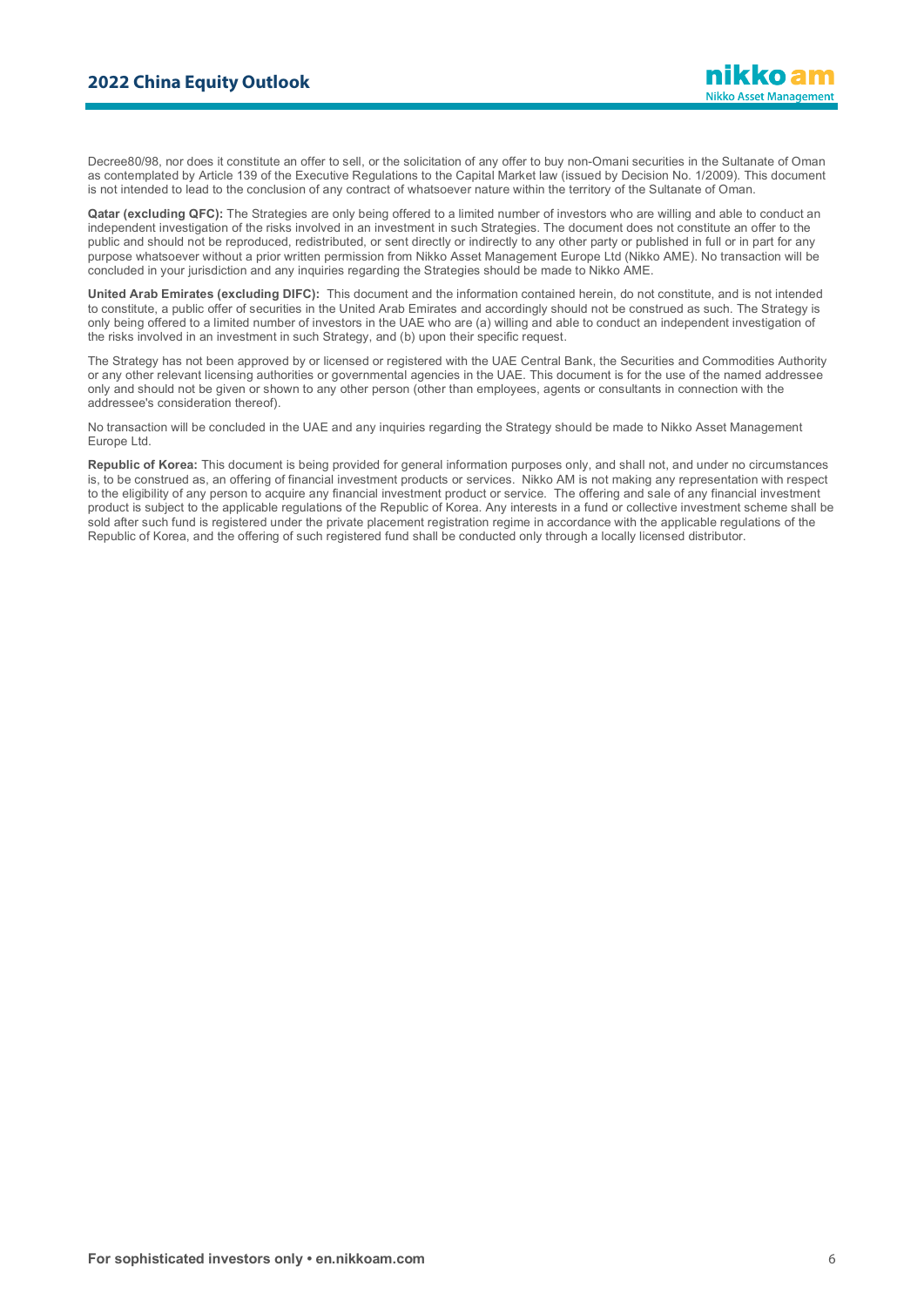Decree80/98, nor does it constitute an offer to sell, or the solicitation of any offer to buy non-Omani securities in the Sultanate of Oman as contemplated by Article 139 of the Executive Regulations to the Capital Market law (issued by Decision No. 1/2009). This document is not intended to lead to the conclusion of any contract of whatsoever nature within the territory of the Sultanate of Oman.

**Qatar (excluding QFC):** The Strategies are only being offered to a limited number of investors who are willing and able to conduct an independent investigation of the risks involved in an investment in such Strategies. The document does not constitute an offer to the public and should not be reproduced, redistributed, or sent directly or indirectly to any other party or published in full or in part for any purpose whatsoever without a prior written permission from Nikko Asset Management Europe Ltd (Nikko AME). No transaction will be concluded in your jurisdiction and any inquiries regarding the Strategies should be made to Nikko AME.

**United Arab Emirates (excluding DIFC):** This document and the information contained herein, do not constitute, and is not intended to constitute, a public offer of securities in the United Arab Emirates and accordingly should not be construed as such. The Strategy is only being offered to a limited number of investors in the UAE who are (a) willing and able to conduct an independent investigation of the risks involved in an investment in such Strategy, and (b) upon their specific request.

The Strategy has not been approved by or licensed or registered with the UAE Central Bank, the Securities and Commodities Authority or any other relevant licensing authorities or governmental agencies in the UAE. This document is for the use of the named addressee only and should not be given or shown to any other person (other than employees, agents or consultants in connection with the addressee's consideration thereof).

No transaction will be concluded in the UAE and any inquiries regarding the Strategy should be made to Nikko Asset Management Europe Ltd.

**Republic of Korea:** This document is being provided for general information purposes only, and shall not, and under no circumstances is, to be construed as, an offering of financial investment products or services. Nikko AM is not making any representation with respect to the eligibility of any person to acquire any financial investment product or service. The offering and sale of any financial investment product is subject to the applicable regulations of the Republic of Korea. Any interests in a fund or collective investment scheme shall be sold after such fund is registered under the private placement registration regime in accordance with the applicable regulations of the Republic of Korea, and the offering of such registered fund shall be conducted only through a locally licensed distributor.